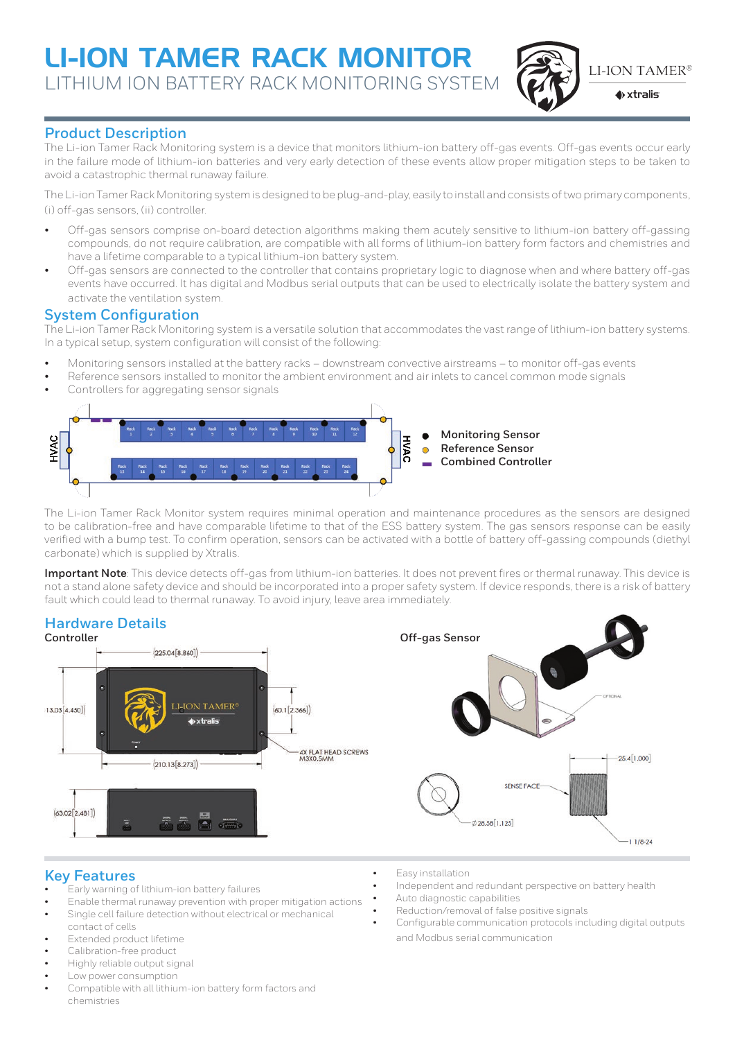# LI-ION TAMER RACK MONITOR

LITHIUM ION BATTERY RACK MONITORING SYSTEM

LI-ION TAMER®

xtralis

## Product Description

The Li-ion Tamer Rack Monitoring system is a device that monitors lithium-ion battery off-gas events. Off-gas events occur early in the failure mode of lithium-ion batteries and very early detection of these events allow proper mitigation steps to be taken to avoid a catastrophic thermal runaway failure.

The Li-ion Tamer Rack Monitoring system is designed to be plug-and-play, easily to install and consists of two primary components, (i) off-gas sensors, (ii) controller.

- Off-gas sensors comprise on-board detection algorithms making them acutely sensitive to lithium-ion battery off-gassing compounds, do not require calibration, are compatible with all forms of lithium-ion battery form factors and chemistries and have a lifetime comparable to a typical lithium-ion battery system.
- Off-gas sensors are connected to the controller that contains proprietary logic to diagnose when and where battery off-gas events have occurred. It has digital and Modbus serial outputs that can be used to electrically isolate the battery system and activate the ventilation system.

## System Configuration

The Li-ion Tamer Rack Monitoring system is a versatile solution that accommodates the vast range of lithium-ion battery systems. In a typical setup, system configuration will consist of the following:

- Monitoring sensors installed at the battery racks – downstream convective airstreams – to monitor off-gas events
- Reference sensors installed to monitor the ambient environment and air inlets to cancel common mode signals
- Controllers for aggregating sensor signals

HVAC | Rack 1 – Rack 26 | HVAC

- Monitoring Sensor
- Reference Sensor
- Combined Controller

The Li-ion Tamer Rack Monitor system requires minimal operation and maintenance procedures as the sensors are designed to be calibration-free and have comparable lifetime to that of the ESS battery system. The gas sensors response can be easily verified with a bump test. To confirm operation, sensors can be activated with a bottle of battery off-gassing compounds (diethyl carbonate) which is supplied by Xtralis.

**Important Note**: This device detects off-gas from lithium-ion batteries. It does not prevent fires or thermal runaway. This device is not a stand alone safety device and should be incorporated into a proper safety system. If device responds, there is a risk of battery fault which could lead to thermal runaway. To avoid injury, leave area immediately.

## Hardware Details

### Controller

225.04[8.860]; 113.03[4.450]; 60.1[2.366]; 210.13[8.273]; 4X FLAT HEAD SCREWS M3X0.5MM; 63.02[2.481]

### Off-gas Sensor

OPTIONAL; 25.4[1.000]; SENSE FACE; Ø 28.58[1.125]; 1 1/8-24

## Key Features

- Early warning of lithium-ion battery failures
- Enable thermal runaway prevention with proper mitigation actions
- Single cell failure detection without electrical or mechanical contact of cells
- Extended product lifetime
- Calibration-free product
- Highly reliable output signal
- Low power consumption
- Compatible with all lithium-ion battery form factors and chemistries
- Easy installation
- Independent and redundant perspective on battery health
- Auto diagnostic capabilities
- Reduction/removal of false positive signals
- Configurable communication protocols including digital outputs and Modbus serial communication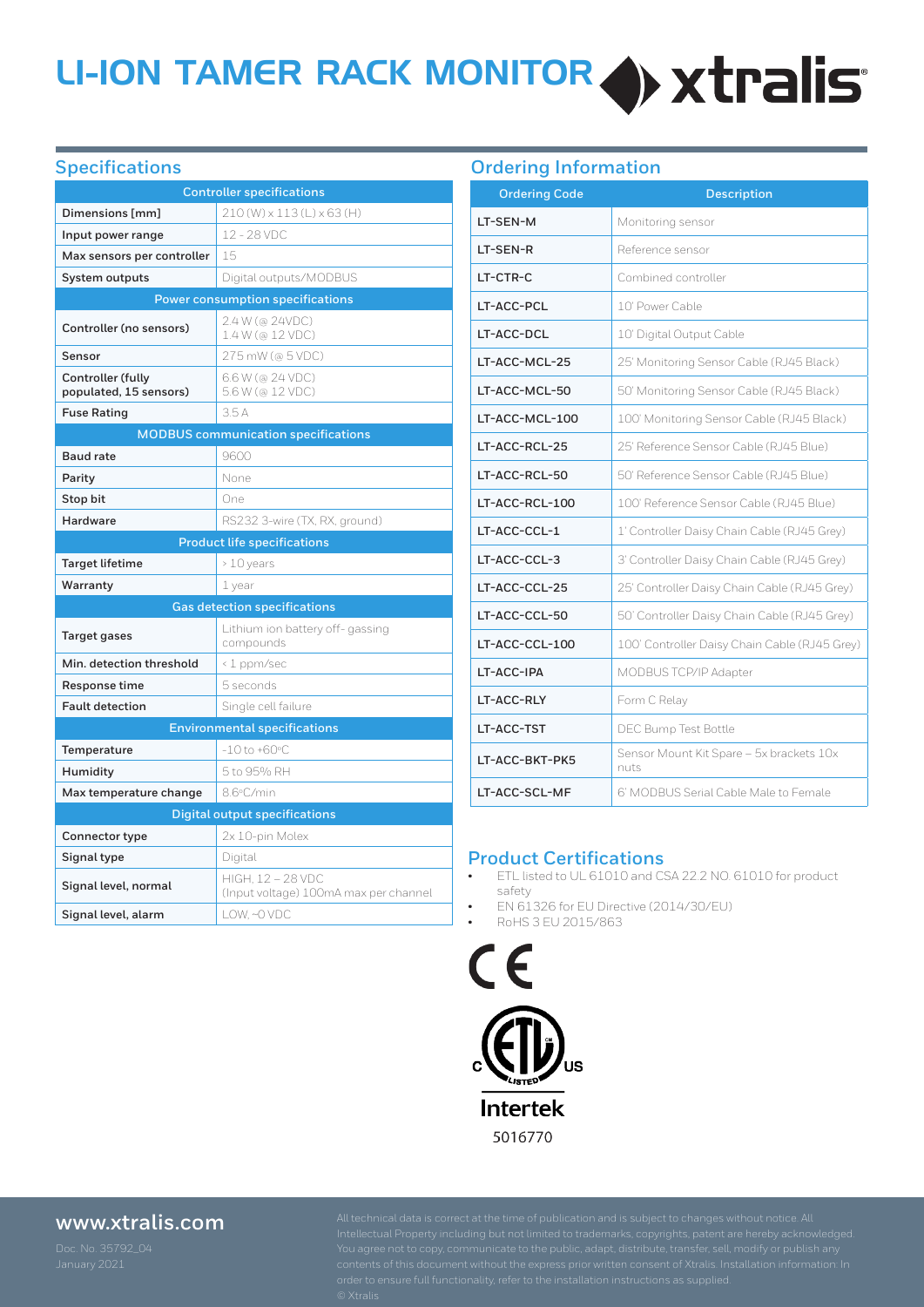# LI-ION TAMER RACK MONITOR

## Specifications

| Controller specifications | |
|---|---|
| Dimensions [mm] | 210 (W) x 113 (L) x 63 (H) |
| Input power range | 12 - 28 VDC |
| Max sensors per controller | 15 |
| System outputs | Digital outputs/MODBUS |
| **Power consumption specifications** | |
| Controller (no sensors) | 2.4 W (@ 24VDC)<br>1.4 W (@ 12 VDC) |
| Sensor | 275 mW (@ 5 VDC) |
| Controller (fully populated, 15 sensors) | 6.6 W (@ 24 VDC)<br>5.6 W (@ 12 VDC) |
| Fuse Rating | 3.5 A |
| **MODBUS communication specifications** | |
| Baud rate | 9600 |
| Parity | None |
| Stop bit | One |
| Hardware | RS232 3-wire (TX, RX, ground) |
| **Product life specifications** | |
| Target lifetime | > 10 years |
| Warranty | 1 year |
| **Gas detection specifications** | |
| Target gases | Lithium ion battery off- gassing compounds |
| Min. detection threshold | < 1 ppm/sec |
| Response time | 5 seconds |
| Fault detection | Single cell failure |
| **Environmental specifications** | |
| Temperature | -10 to +60ºC |
| Humidity | 5 to 95% RH |
| Max temperature change | 8.6ºC/min |
| **Digital output specifications** | |
| Connector type | 2x 10-pin Molex |
| Signal type | Digital |
| Signal level, normal | HIGH, 12 – 28 VDC<br>(Input voltage) 100mA max per channel |
| Signal level, alarm | LOW, ~0 VDC |

## Ordering Information

| Ordering Code | Description |
|---|---|
| LT-SEN-M | Monitoring sensor |
| LT-SEN-R | Reference sensor |
| LT-CTR-C | Combined controller |
| LT-ACC-PCL | 10' Power Cable |
| LT-ACC-DCL | 10' Digital Output Cable |
| LT-ACC-MCL-25 | 25' Monitoring Sensor Cable (RJ45 Black) |
| LT-ACC-MCL-50 | 50' Monitoring Sensor Cable (RJ45 Black) |
| LT-ACC-MCL-100 | 100' Monitoring Sensor Cable (RJ45 Black) |
| LT-ACC-RCL-25 | 25' Reference Sensor Cable (RJ45 Blue) |
| LT-ACC-RCL-50 | 50' Reference Sensor Cable (RJ45 Blue) |
| LT-ACC-RCL-100 | 100' Reference Sensor Cable (RJ45 Blue) |
| LT-ACC-CCL-1 | 1' Controller Daisy Chain Cable (RJ45 Grey) |
| LT-ACC-CCL-3 | 3' Controller Daisy Chain Cable (RJ45 Grey) |
| LT-ACC-CCL-25 | 25' Controller Daisy Chain Cable (RJ45 Grey) |
| LT-ACC-CCL-50 | 50' Controller Daisy Chain Cable (RJ45 Grey) |
| LT-ACC-CCL-100 | 100' Controller Daisy Chain Cable (RJ45 Grey) |
| LT-ACC-IPA | MODBUS TCP/IP Adapter |
| LT-ACC-RLY | Form C Relay |
| LT-ACC-TST | DEC Bump Test Bottle |
| LT-ACC-BKT-PK5 | Sensor Mount Kit Spare – 5x brackets 10x nuts |
| LT-ACC-SCL-MF | 6' MODBUS Serial Cable Male to Female |

## Product Certifications

- ETL listed to UL 61010 and CSA 22.2 NO. 61010 for product safety
- EN 61326 for EU Directive (2014/30/EU)
- RoHS 3 EU 2015/863

Intertek
5016770

**www.xtralis.com**

Doc. No. 35792_04
January 2021

All technical data is correct at the time of publication and is subject to changes without notice. All Intellectual Property including but not limited to trademarks, copyrights, patent are hereby acknowledged. You agree not to copy, communicate to the public, adapt, distribute, transfer, sell, modify or publish any contents of this document without the express prior written consent of Xtralis. Installation information: In order to ensure full functionality, refer to the installation instructions as supplied.
© Xtralis